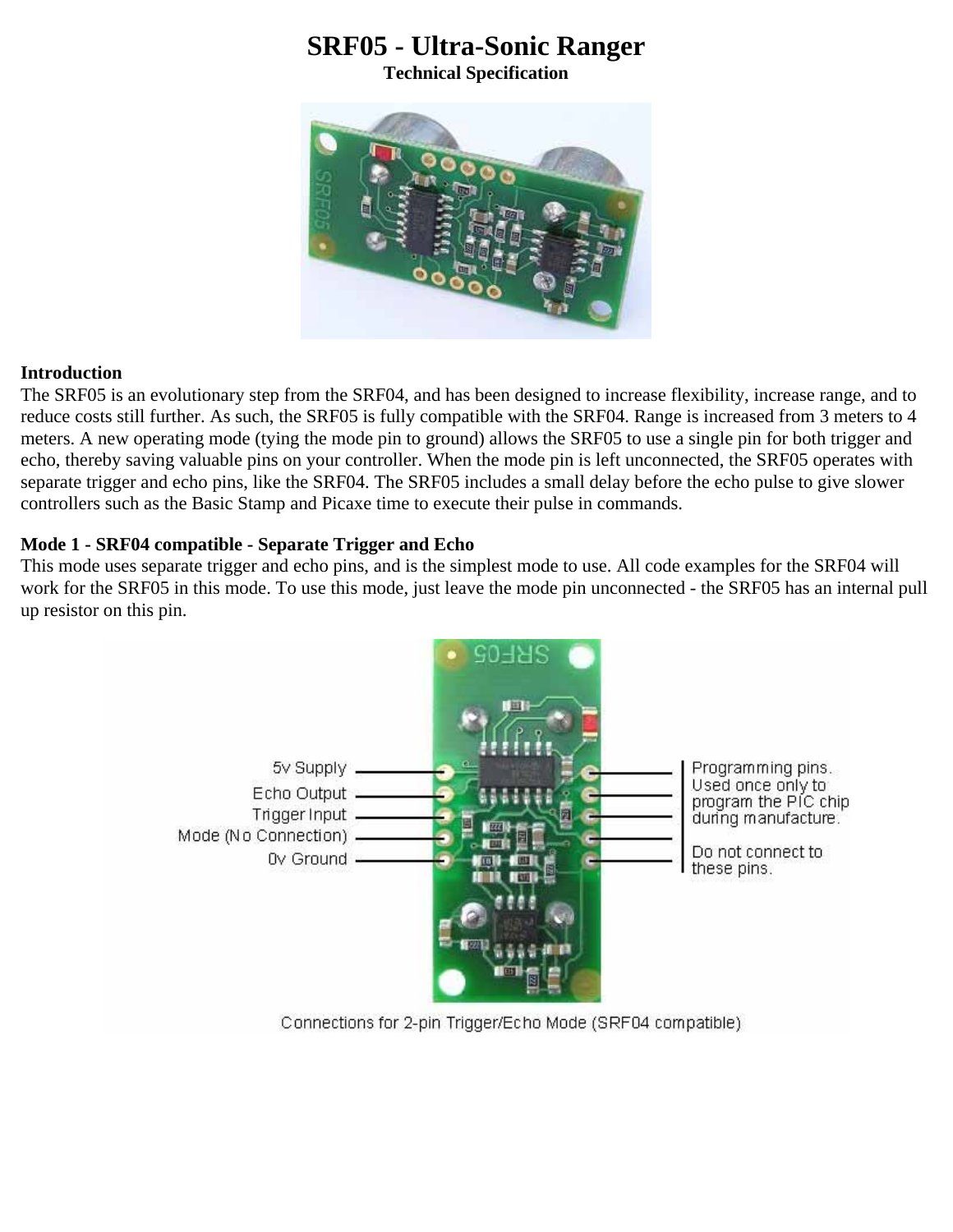# SRF05 - Ultra-Sonic Ranger

**Technical Specification**

**Introduction**

The SRF05 is an evolutionary step from the SRF04, and has been designed to increase flexibility, increase range, and to reduce costs still further. As such, the SRF05 is fully compatible with the SRF04. Range is increased from 3 meters to 4 meters. A new operating mode (tying the mode pin to ground) allows the SRF05 to use a single pin for both trigger and echo, thereby saving valuable pins on your controller. When the mode pin is left unconnected, the SRF05 operates with separate trigger and echo pins, like the SRF04. The SRF05 includes a small delay before the echo pulse to give slower controllers such as the Basic Stamp and Picaxe time to execute their pulse in commands.

**Mode 1 - SRF04 compatible - Separate Trigger and Echo**

This mode uses separate trigger and echo pins, and is the simplest mode to use. All code examples for the SRF04 will work for the SRF05 in this mode. To use this mode, just leave the mode pin unconnected - the SRF05 has an internal pull up resistor on this pin.

Connections for 2-pin Trigger/Echo Mode (SRF04 compatible)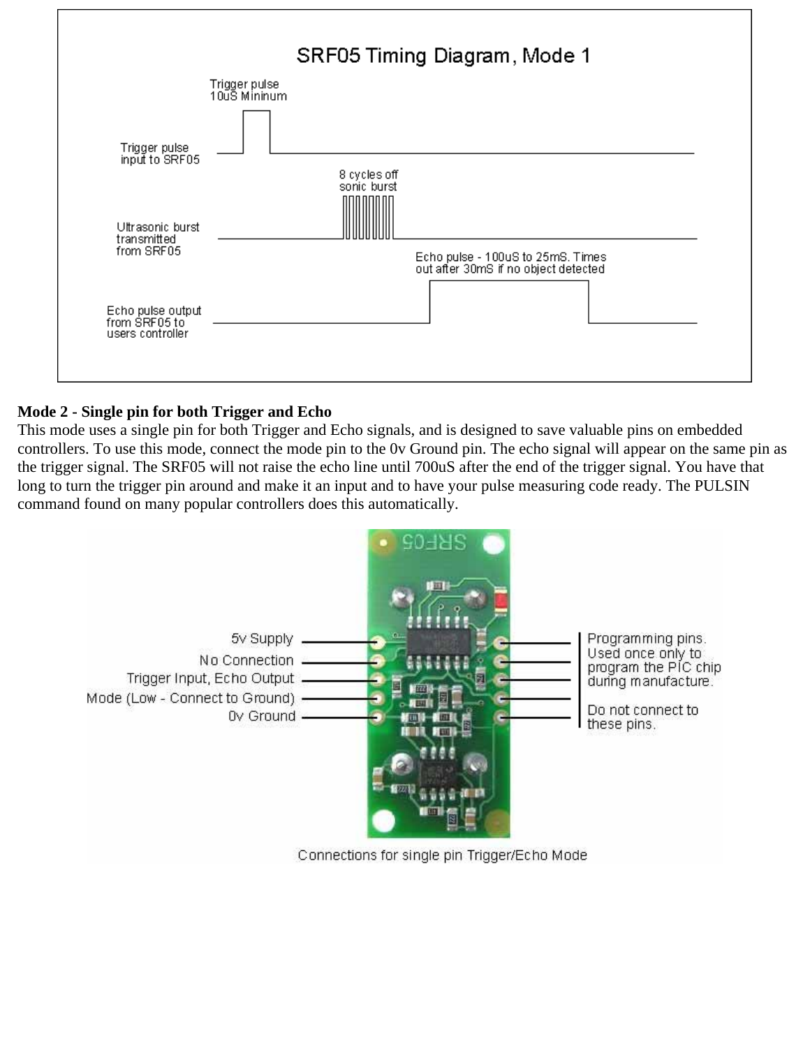SRF05 Timing Diagram, Mode 1

Trigger pulse 10uS Mininum

Trigger pulse input to SRF05

8 cycles off sonic burst

Ultrasonic burst transmitted from SRF05

Echo pulse - 100uS to 25mS. Times out after 30mS if no object detected

Echo pulse output from SRF05 to users controller

**Mode 2 - Single pin for both Trigger and Echo**

This mode uses a single pin for both Trigger and Echo signals, and is designed to save valuable pins on embedded controllers. To use this mode, connect the mode pin to the 0v Ground pin. The echo signal will appear on the same pin as the trigger signal. The SRF05 will not raise the echo line until 700uS after the end of the trigger signal. You have that long to turn the trigger pin around and make it an input and to have your pulse measuring code ready. The PULSIN command found on many popular controllers does this automatically.

5v Supply

No Connection

Trigger Input, Echo Output

Mode (Low - Connect to Ground)

0v Ground

Programming pins. Used once only to program the PIC chip during manufacture.

Do not connect to these pins.

Connections for single pin Trigger/Echo Mode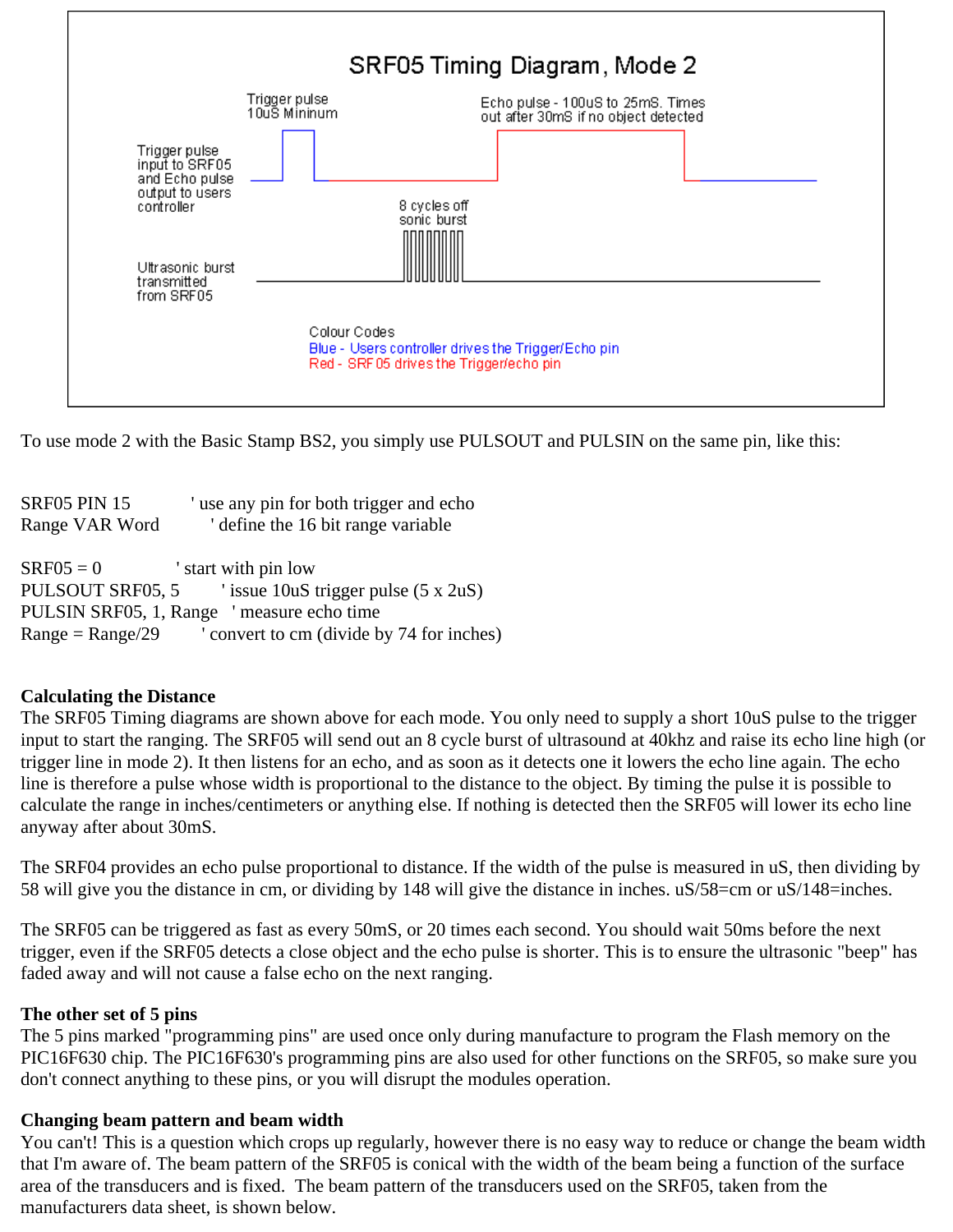To use mode 2 with the Basic Stamp BS2, you simply use PULSOUT and PULSIN on the same pin, like this:

```
SRF05 PIN 15           ' use any pin for both trigger and echo
Range VAR Word          ' define the 16 bit range variable

SRF05 = 0              ' start with pin low
PULSOUT SRF05, 5        ' issue 10uS trigger pulse (5 x 2uS)
PULSIN SRF05, 1, Range   ' measure echo time
Range = Range/29        ' convert to cm (divide by 74 for inches)
```

**Calculating the Distance**
The SRF05 Timing diagrams are shown above for each mode. You only need to supply a short 10uS pulse to the trigger input to start the ranging. The SRF05 will send out an 8 cycle burst of ultrasound at 40khz and raise its echo line high (or trigger line in mode 2). It then listens for an echo, and as soon as it detects one it lowers the echo line again. The echo line is therefore a pulse whose width is proportional to the distance to the object. By timing the pulse it is possible to calculate the range in inches/centimeters or anything else. If nothing is detected then the SRF05 will lower its echo line anyway after about 30mS.

The SRF04 provides an echo pulse proportional to distance. If the width of the pulse is measured in uS, then dividing by 58 will give you the distance in cm, or dividing by 148 will give the distance in inches. uS/58=cm or uS/148=inches.

The SRF05 can be triggered as fast as every 50mS, or 20 times each second. You should wait 50ms before the next trigger, even if the SRF05 detects a close object and the echo pulse is shorter. This is to ensure the ultrasonic "beep" has faded away and will not cause a false echo on the next ranging.

**The other set of 5 pins**
The 5 pins marked "programming pins" are used once only during manufacture to program the Flash memory on the PIC16F630 chip. The PIC16F630's programming pins are also used for other functions on the SRF05, so make sure you don't connect anything to these pins, or you will disrupt the modules operation.

**Changing beam pattern and beam width**
You can't! This is a question which crops up regularly, however there is no easy way to reduce or change the beam width that I'm aware of. The beam pattern of the SRF05 is conical with the width of the beam being a function of the surface area of the transducers and is fixed. The beam pattern of the transducers used on the SRF05, taken from the manufacturers data sheet, is shown below.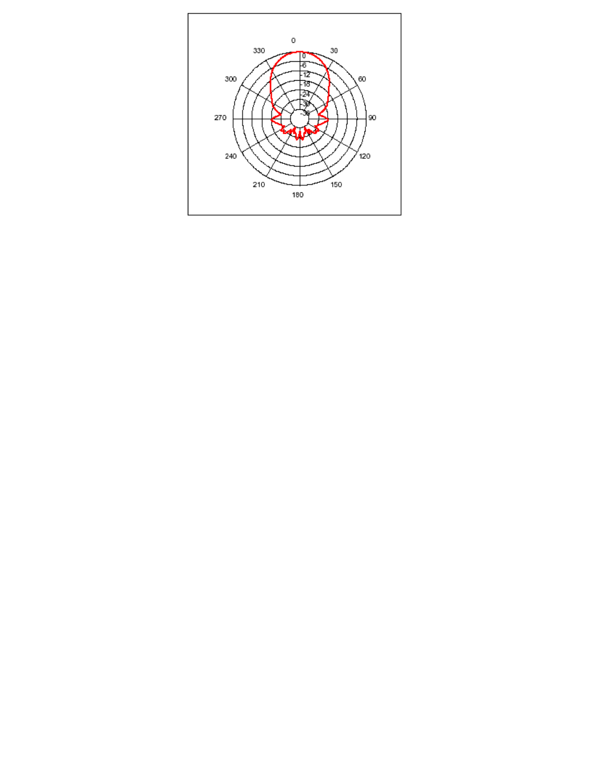0
30
60
90
120
150
180
210
240
270
300
330
0
-6
-12
-18
-24
-30
-36